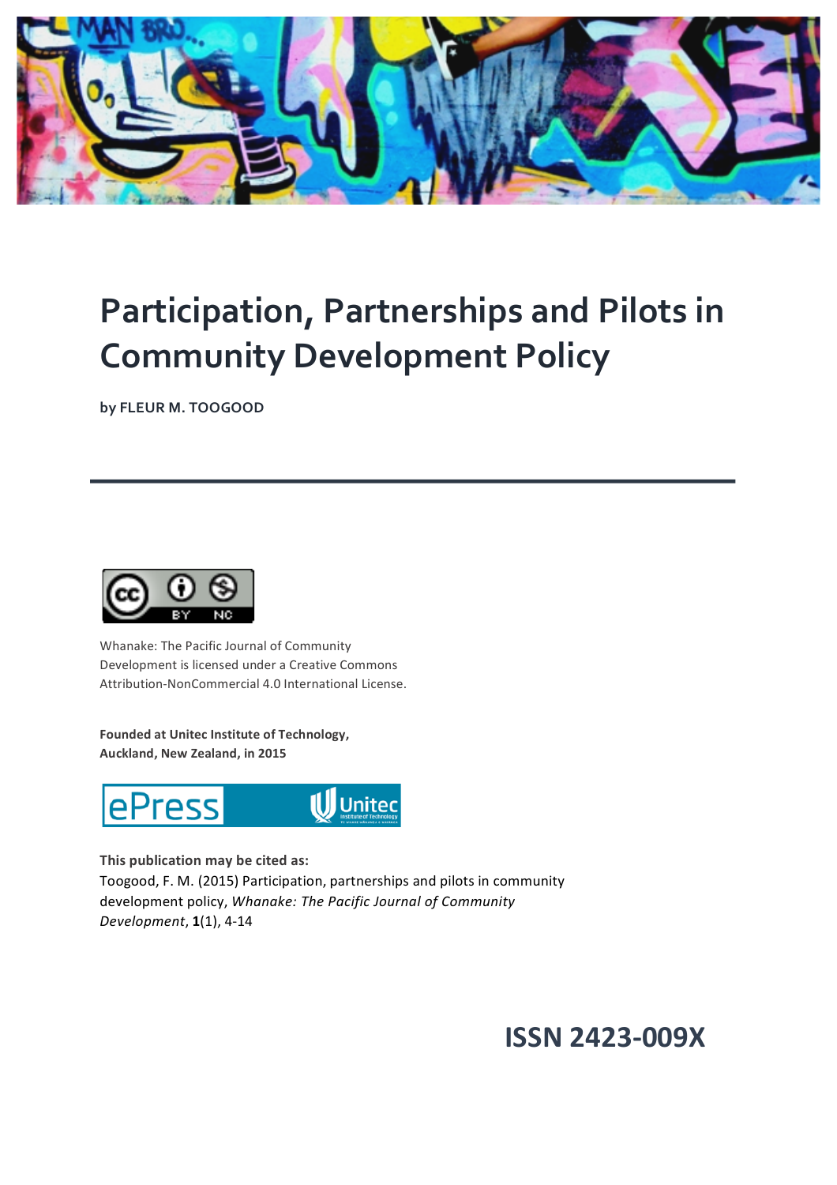# Participation, Partnerships and Pilots in Community Development Policy

**by FLEUR M. TOOGOOD**

Whanake: The Pacific Journal of Community Development is licensed under a Creative Commons Attribution-NonCommercial 4.0 International License.

**Founded at Unitec Institute of Technology, Auckland, New Zealand, in 2015**

**This publication may be cited as:**
Toogood, F. M. (2015) Participation, partnerships and pilots in community development policy, *Whanake: The Pacific Journal of Community Development*, **1**(1), 4-14

**ISSN 2423-009X**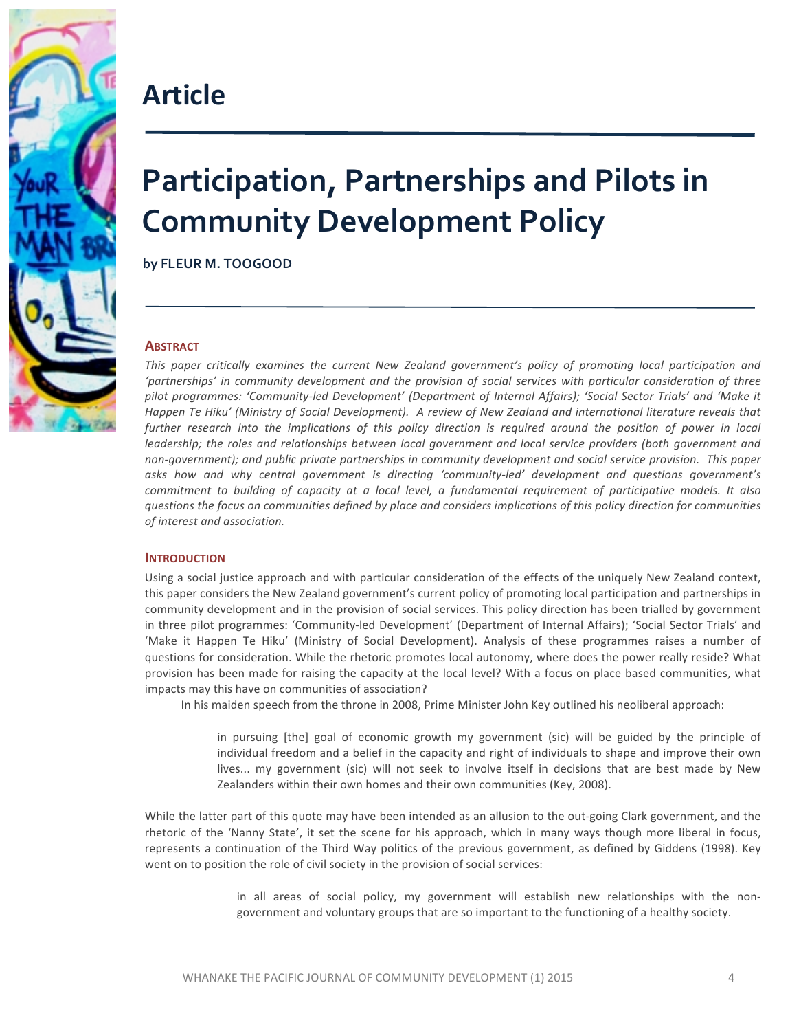## Article

# Participation, Partnerships and Pilots in Community Development Policy

**by FLEUR M. TOOGOOD**

### ABSTRACT

*This paper critically examines the current New Zealand government's policy of promoting local participation and 'partnerships' in community development and the provision of social services with particular consideration of three pilot programmes: 'Community-led Development' (Department of Internal Affairs); 'Social Sector Trials' and 'Make it Happen Te Hiku' (Ministry of Social Development). A review of New Zealand and international literature reveals that further research into the implications of this policy direction is required around the position of power in local leadership; the roles and relationships between local government and local service providers (both government and non-government); and public private partnerships in community development and social service provision. This paper asks how and why central government is directing 'community-led' development and questions government's commitment to building of capacity at a local level, a fundamental requirement of participative models. It also questions the focus on communities defined by place and considers implications of this policy direction for communities of interest and association.*

### INTRODUCTION

Using a social justice approach and with particular consideration of the effects of the uniquely New Zealand context, this paper considers the New Zealand government's current policy of promoting local participation and partnerships in community development and in the provision of social services. This policy direction has been trialled by government in three pilot programmes: 'Community-led Development' (Department of Internal Affairs); 'Social Sector Trials' and 'Make it Happen Te Hiku' (Ministry of Social Development). Analysis of these programmes raises a number of questions for consideration. While the rhetoric promotes local autonomy, where does the power really reside? What provision has been made for raising the capacity at the local level? With a focus on place based communities, what impacts may this have on communities of association?

In his maiden speech from the throne in 2008, Prime Minister John Key outlined his neoliberal approach:

> in pursuing [the] goal of economic growth my government (sic) will be guided by the principle of individual freedom and a belief in the capacity and right of individuals to shape and improve their own lives... my government (sic) will not seek to involve itself in decisions that are best made by New Zealanders within their own homes and their own communities (Key, 2008).

While the latter part of this quote may have been intended as an allusion to the out-going Clark government, and the rhetoric of the 'Nanny State', it set the scene for his approach, which in many ways though more liberal in focus, represents a continuation of the Third Way politics of the previous government, as defined by Giddens (1998). Key went on to position the role of civil society in the provision of social services:

> in all areas of social policy, my government will establish new relationships with the non-government and voluntary groups that are so important to the functioning of a healthy society.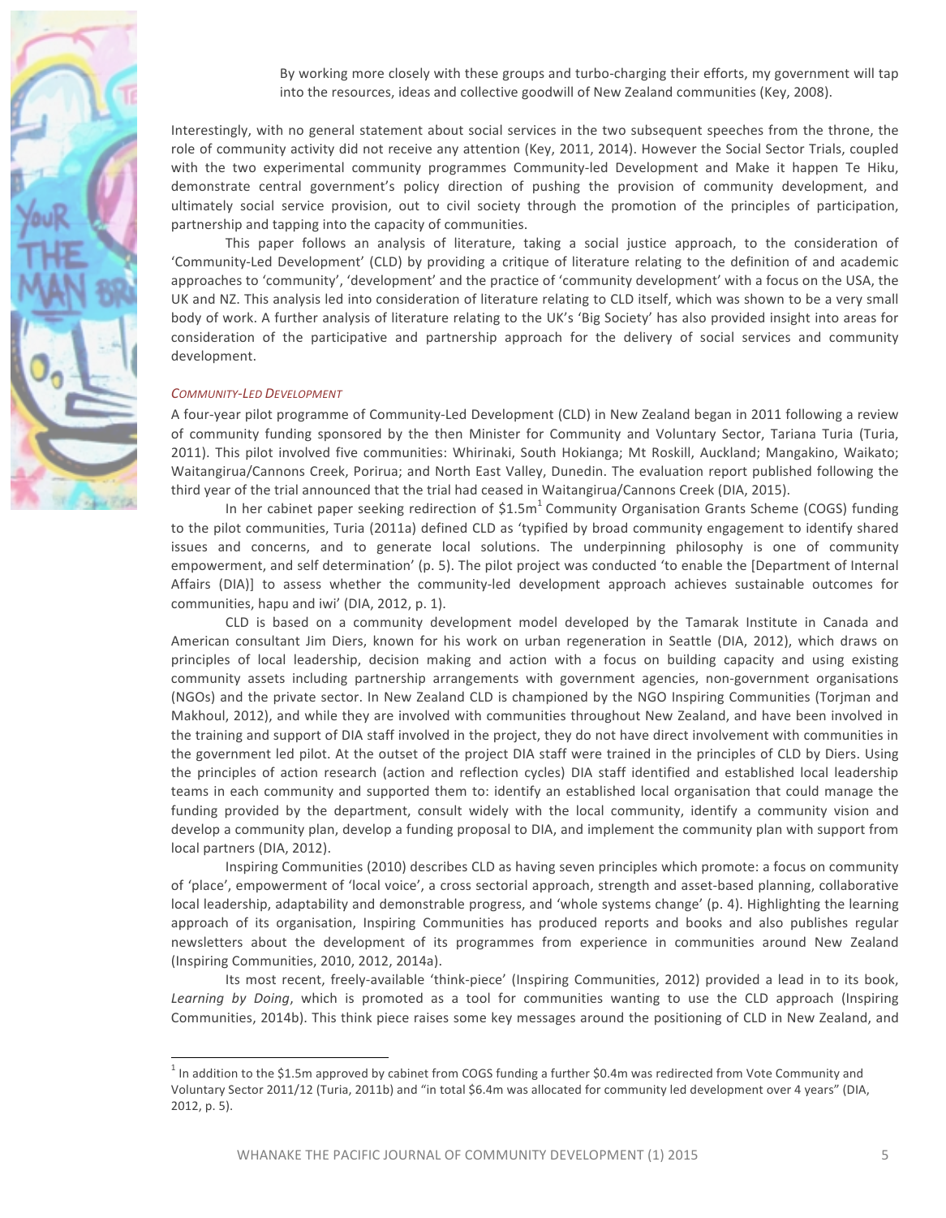> By working more closely with these groups and turbo-charging their efforts, my government will tap into the resources, ideas and collective goodwill of New Zealand communities (Key, 2008).

Interestingly, with no general statement about social services in the two subsequent speeches from the throne, the role of community activity did not receive any attention (Key, 2011, 2014). However the Social Sector Trials, coupled with the two experimental community programmes Community-led Development and Make it happen Te Hiku, demonstrate central government's policy direction of pushing the provision of community development, and ultimately social service provision, out to civil society through the promotion of the principles of participation, partnership and tapping into the capacity of communities.

This paper follows an analysis of literature, taking a social justice approach, to the consideration of 'Community-Led Development' (CLD) by providing a critique of literature relating to the definition of and academic approaches to 'community', 'development' and the practice of 'community development' with a focus on the USA, the UK and NZ. This analysis led into consideration of literature relating to CLD itself, which was shown to be a very small body of work. A further analysis of literature relating to the UK's 'Big Society' has also provided insight into areas for consideration of the participative and partnership approach for the delivery of social services and community development.

### *Community-Led Development*

A four-year pilot programme of Community-Led Development (CLD) in New Zealand began in 2011 following a review of community funding sponsored by the then Minister for Community and Voluntary Sector, Tariana Turia (Turia, 2011). This pilot involved five communities: Whirinaki, South Hokianga; Mt Roskill, Auckland; Mangakino, Waikato; Waitangirua/Cannons Creek, Porirua; and North East Valley, Dunedin. The evaluation report published following the third year of the trial announced that the trial had ceased in Waitangirua/Cannons Creek (DIA, 2015).

In her cabinet paper seeking redirection of \$1.5m[1] Community Organisation Grants Scheme (COGS) funding to the pilot communities, Turia (2011a) defined CLD as 'typified by broad community engagement to identify shared issues and concerns, and to generate local solutions. The underpinning philosophy is one of community empowerment, and self determination' (p. 5). The pilot project was conducted 'to enable the [Department of Internal Affairs (DIA)] to assess whether the community-led development approach achieves sustainable outcomes for communities, hapu and iwi' (DIA, 2012, p. 1).

CLD is based on a community development model developed by the Tamarak Institute in Canada and American consultant Jim Diers, known for his work on urban regeneration in Seattle (DIA, 2012), which draws on principles of local leadership, decision making and action with a focus on building capacity and using existing community assets including partnership arrangements with government agencies, non-government organisations (NGOs) and the private sector. In New Zealand CLD is championed by the NGO Inspiring Communities (Torjman and Makhoul, 2012), and while they are involved with communities throughout New Zealand, and have been involved in the training and support of DIA staff involved in the project, they do not have direct involvement with communities in the government led pilot. At the outset of the project DIA staff were trained in the principles of CLD by Diers. Using the principles of action research (action and reflection cycles) DIA staff identified and established local leadership teams in each community and supported them to: identify an established local organisation that could manage the funding provided by the department, consult widely with the local community, identify a community vision and develop a community plan, develop a funding proposal to DIA, and implement the community plan with support from local partners (DIA, 2012).

Inspiring Communities (2010) describes CLD as having seven principles which promote: a focus on community of 'place', empowerment of 'local voice', a cross sectorial approach, strength and asset-based planning, collaborative local leadership, adaptability and demonstrable progress, and 'whole systems change' (p. 4). Highlighting the learning approach of its organisation, Inspiring Communities has produced reports and books and also publishes regular newsletters about the development of its programmes from experience in communities around New Zealand (Inspiring Communities, 2010, 2012, 2014a).

Its most recent, freely-available 'think-piece' (Inspiring Communities, 2012) provided a lead in to its book, *Learning by Doing*, which is promoted as a tool for communities wanting to use the CLD approach (Inspiring Communities, 2014b). This think piece raises some key messages around the positioning of CLD in New Zealand, and

---

[1] In addition to the \$1.5m approved by cabinet from COGS funding a further \$0.4m was redirected from Vote Community and Voluntary Sector 2011/12 (Turia, 2011b) and "in total \$6.4m was allocated for community led development over 4 years" (DIA, 2012, p. 5).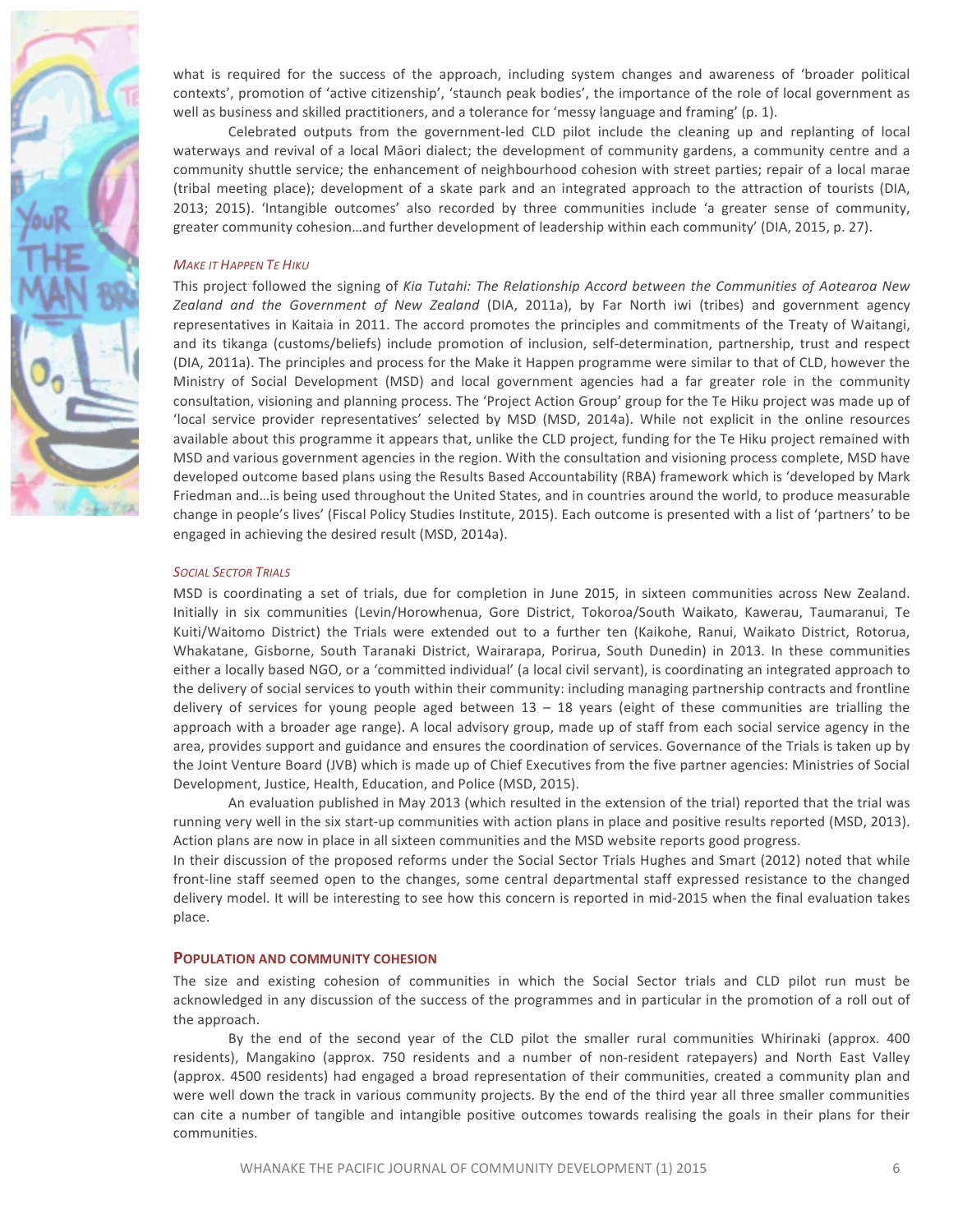what is required for the success of the approach, including system changes and awareness of 'broader political contexts', promotion of 'active citizenship', 'staunch peak bodies', the importance of the role of local government as well as business and skilled practitioners, and a tolerance for 'messy language and framing' (p. 1).

Celebrated outputs from the government-led CLD pilot include the cleaning up and replanting of local waterways and revival of a local Māori dialect; the development of community gardens, a community centre and a community shuttle service; the enhancement of neighbourhood cohesion with street parties; repair of a local marae (tribal meeting place); development of a skate park and an integrated approach to the attraction of tourists (DIA, 2013; 2015). 'Intangible outcomes' also recorded by three communities include 'a greater sense of community, greater community cohesion…and further development of leadership within each community' (DIA, 2015, p. 27).

#### *Make it Happen Te Hiku*

This project followed the signing of *Kia Tutahi: The Relationship Accord between the Communities of Aotearoa New Zealand and the Government of New Zealand* (DIA, 2011a), by Far North iwi (tribes) and government agency representatives in Kaitaia in 2011. The accord promotes the principles and commitments of the Treaty of Waitangi, and its tikanga (customs/beliefs) include promotion of inclusion, self-determination, partnership, trust and respect (DIA, 2011a). The principles and process for the Make it Happen programme were similar to that of CLD, however the Ministry of Social Development (MSD) and local government agencies had a far greater role in the community consultation, visioning and planning process. The 'Project Action Group' group for the Te Hiku project was made up of 'local service provider representatives' selected by MSD (MSD, 2014a). While not explicit in the online resources available about this programme it appears that, unlike the CLD project, funding for the Te Hiku project remained with MSD and various government agencies in the region. With the consultation and visioning process complete, MSD have developed outcome based plans using the Results Based Accountability (RBA) framework which is 'developed by Mark Friedman and…is being used throughout the United States, and in countries around the world, to produce measurable change in people's lives' (Fiscal Policy Studies Institute, 2015). Each outcome is presented with a list of 'partners' to be engaged in achieving the desired result (MSD, 2014a).

#### *Social Sector Trials*

MSD is coordinating a set of trials, due for completion in June 2015, in sixteen communities across New Zealand. Initially in six communities (Levin/Horowhenua, Gore District, Tokoroa/South Waikato, Kawerau, Taumaranui, Te Kuiti/Waitomo District) the Trials were extended out to a further ten (Kaikohe, Ranui, Waikato District, Rotorua, Whakatane, Gisborne, South Taranaki District, Wairarapa, Porirua, South Dunedin) in 2013. In these communities either a locally based NGO, or a 'committed individual' (a local civil servant), is coordinating an integrated approach to the delivery of social services to youth within their community: including managing partnership contracts and frontline delivery of services for young people aged between 13 – 18 years (eight of these communities are trialling the approach with a broader age range). A local advisory group, made up of staff from each social service agency in the area, provides support and guidance and ensures the coordination of services. Governance of the Trials is taken up by the Joint Venture Board (JVB) which is made up of Chief Executives from the five partner agencies: Ministries of Social Development, Justice, Health, Education, and Police (MSD, 2015).

An evaluation published in May 2013 (which resulted in the extension of the trial) reported that the trial was running very well in the six start-up communities with action plans in place and positive results reported (MSD, 2013). Action plans are now in place in all sixteen communities and the MSD website reports good progress.

In their discussion of the proposed reforms under the Social Sector Trials Hughes and Smart (2012) noted that while front-line staff seemed open to the changes, some central departmental staff expressed resistance to the changed delivery model. It will be interesting to see how this concern is reported in mid-2015 when the final evaluation takes place.

### **Population and community cohesion**

The size and existing cohesion of communities in which the Social Sector trials and CLD pilot run must be acknowledged in any discussion of the success of the programmes and in particular in the promotion of a roll out of the approach.

By the end of the second year of the CLD pilot the smaller rural communities Whirinaki (approx. 400 residents), Mangakino (approx. 750 residents and a number of non-resident ratepayers) and North East Valley (approx. 4500 residents) had engaged a broad representation of their communities, created a community plan and were well down the track in various community projects. By the end of the third year all three smaller communities can cite a number of tangible and intangible positive outcomes towards realising the goals in their plans for their communities.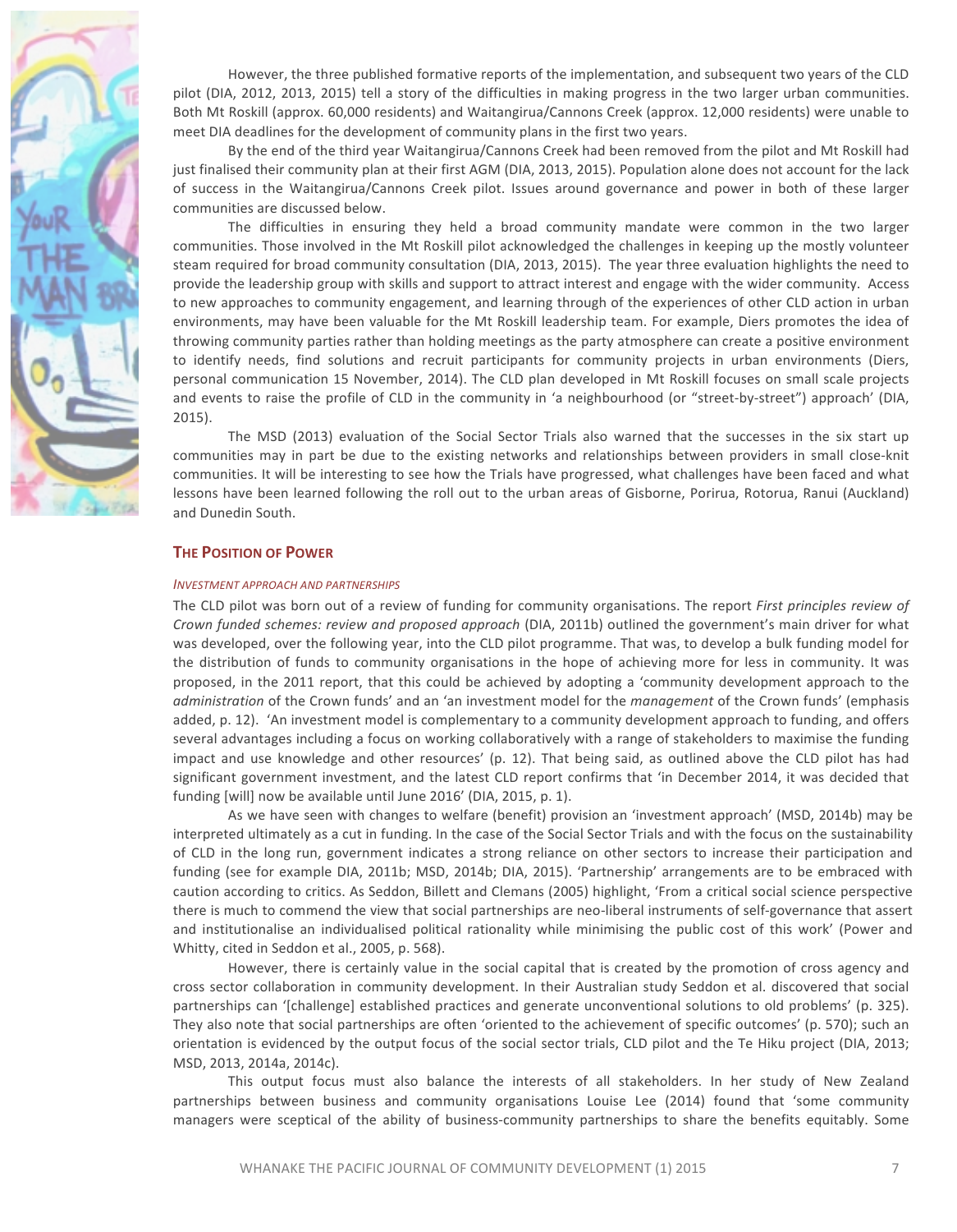However, the three published formative reports of the implementation, and subsequent two years of the CLD pilot (DIA, 2012, 2013, 2015) tell a story of the difficulties in making progress in the two larger urban communities. Both Mt Roskill (approx. 60,000 residents) and Waitangirua/Cannons Creek (approx. 12,000 residents) were unable to meet DIA deadlines for the development of community plans in the first two years.

By the end of the third year Waitangirua/Cannons Creek had been removed from the pilot and Mt Roskill had just finalised their community plan at their first AGM (DIA, 2013, 2015). Population alone does not account for the lack of success in the Waitangirua/Cannons Creek pilot. Issues around governance and power in both of these larger communities are discussed below.

The difficulties in ensuring they held a broad community mandate were common in the two larger communities. Those involved in the Mt Roskill pilot acknowledged the challenges in keeping up the mostly volunteer steam required for broad community consultation (DIA, 2013, 2015). The year three evaluation highlights the need to provide the leadership group with skills and support to attract interest and engage with the wider community. Access to new approaches to community engagement, and learning through of the experiences of other CLD action in urban environments, may have been valuable for the Mt Roskill leadership team. For example, Diers promotes the idea of throwing community parties rather than holding meetings as the party atmosphere can create a positive environment to identify needs, find solutions and recruit participants for community projects in urban environments (Diers, personal communication 15 November, 2014). The CLD plan developed in Mt Roskill focuses on small scale projects and events to raise the profile of CLD in the community in 'a neighbourhood (or "street-by-street") approach' (DIA, 2015).

The MSD (2013) evaluation of the Social Sector Trials also warned that the successes in the six start up communities may in part be due to the existing networks and relationships between providers in small close-knit communities. It will be interesting to see how the Trials have progressed, what challenges have been faced and what lessons have been learned following the roll out to the urban areas of Gisborne, Porirua, Rotorua, Ranui (Auckland) and Dunedin South.

## The Position of Power

### *Investment approach and partnerships*

The CLD pilot was born out of a review of funding for community organisations. The report *First principles review of Crown funded schemes: review and proposed approach* (DIA, 2011b) outlined the government's main driver for what was developed, over the following year, into the CLD pilot programme. That was, to develop a bulk funding model for the distribution of funds to community organisations in the hope of achieving more for less in community. It was proposed, in the 2011 report, that this could be achieved by adopting a 'community development approach to the *administration* of the Crown funds' and an 'an investment model for the *management* of the Crown funds' (emphasis added, p. 12). 'An investment model is complementary to a community development approach to funding, and offers several advantages including a focus on working collaboratively with a range of stakeholders to maximise the funding impact and use knowledge and other resources' (p. 12). That being said, as outlined above the CLD pilot has had significant government investment, and the latest CLD report confirms that 'in December 2014, it was decided that funding [will] now be available until June 2016' (DIA, 2015, p. 1).

As we have seen with changes to welfare (benefit) provision an 'investment approach' (MSD, 2014b) may be interpreted ultimately as a cut in funding. In the case of the Social Sector Trials and with the focus on the sustainability of CLD in the long run, government indicates a strong reliance on other sectors to increase their participation and funding (see for example DIA, 2011b; MSD, 2014b; DIA, 2015). 'Partnership' arrangements are to be embraced with caution according to critics. As Seddon, Billett and Clemans (2005) highlight, 'From a critical social science perspective there is much to commend the view that social partnerships are neo-liberal instruments of self-governance that assert and institutionalise an individualised political rationality while minimising the public cost of this work' (Power and Whitty, cited in Seddon et al., 2005, p. 568).

However, there is certainly value in the social capital that is created by the promotion of cross agency and cross sector collaboration in community development. In their Australian study Seddon et al. discovered that social partnerships can '[challenge] established practices and generate unconventional solutions to old problems' (p. 325). They also note that social partnerships are often 'oriented to the achievement of specific outcomes' (p. 570); such an orientation is evidenced by the output focus of the social sector trials, CLD pilot and the Te Hiku project (DIA, 2013; MSD, 2013, 2014a, 2014c).

This output focus must also balance the interests of all stakeholders. In her study of New Zealand partnerships between business and community organisations Louise Lee (2014) found that 'some community managers were sceptical of the ability of business-community partnerships to share the benefits equitably. Some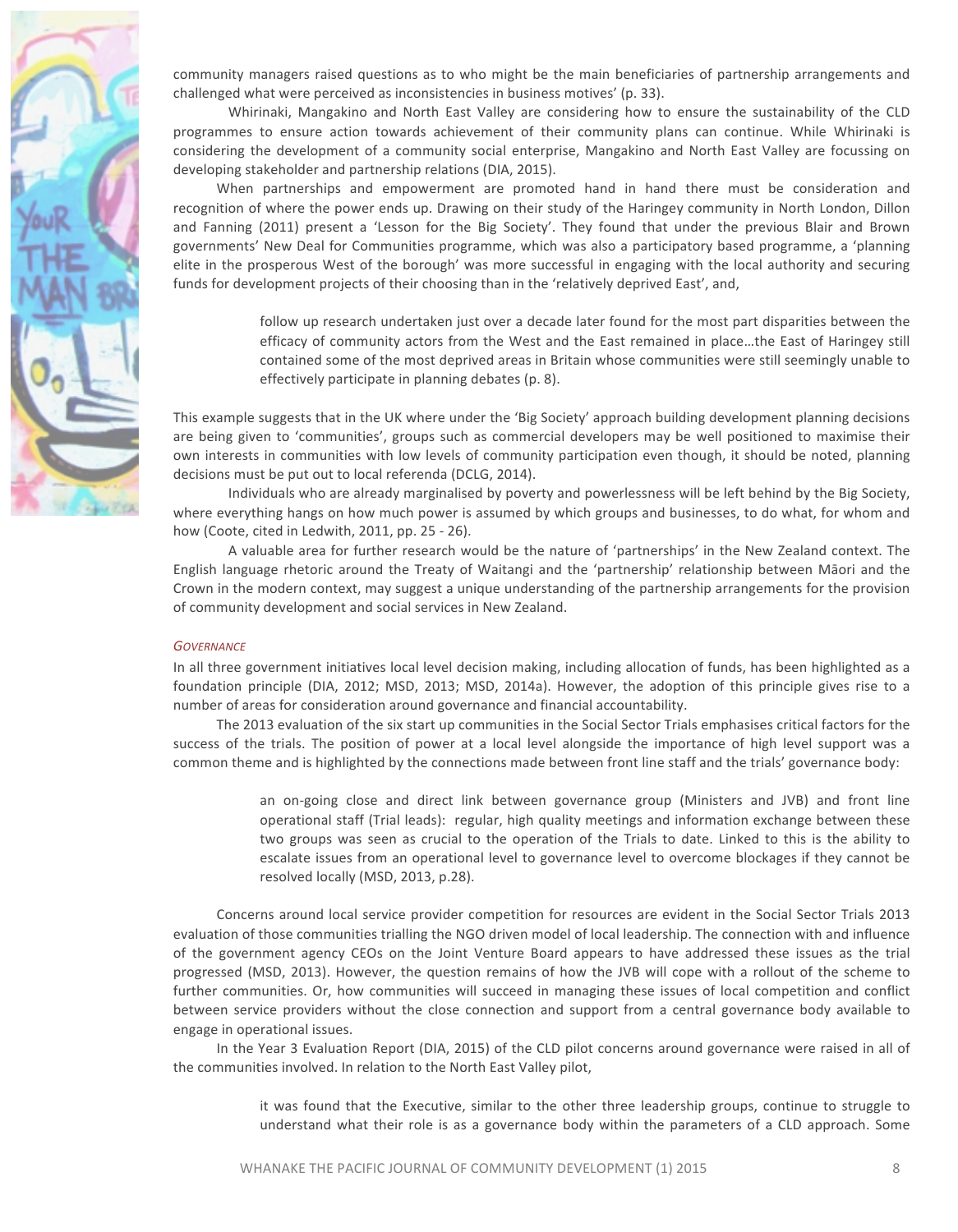community managers raised questions as to who might be the main beneficiaries of partnership arrangements and challenged what were perceived as inconsistencies in business motives' (p. 33).

Whirinaki, Mangakino and North East Valley are considering how to ensure the sustainability of the CLD programmes to ensure action towards achievement of their community plans can continue. While Whirinaki is considering the development of a community social enterprise, Mangakino and North East Valley are focussing on developing stakeholder and partnership relations (DIA, 2015).

When partnerships and empowerment are promoted hand in hand there must be consideration and recognition of where the power ends up. Drawing on their study of the Haringey community in North London, Dillon and Fanning (2011) present a 'Lesson for the Big Society'. They found that under the previous Blair and Brown governments' New Deal for Communities programme, which was also a participatory based programme, a 'planning elite in the prosperous West of the borough' was more successful in engaging with the local authority and securing funds for development projects of their choosing than in the 'relatively deprived East', and,

> follow up research undertaken just over a decade later found for the most part disparities between the efficacy of community actors from the West and the East remained in place…the East of Haringey still contained some of the most deprived areas in Britain whose communities were still seemingly unable to effectively participate in planning debates (p. 8).

This example suggests that in the UK where under the 'Big Society' approach building development planning decisions are being given to 'communities', groups such as commercial developers may be well positioned to maximise their own interests in communities with low levels of community participation even though, it should be noted, planning decisions must be put out to local referenda (DCLG, 2014).

Individuals who are already marginalised by poverty and powerlessness will be left behind by the Big Society, where everything hangs on how much power is assumed by which groups and businesses, to do what, for whom and how (Coote, cited in Ledwith, 2011, pp. 25 - 26).

A valuable area for further research would be the nature of 'partnerships' in the New Zealand context. The English language rhetoric around the Treaty of Waitangi and the 'partnership' relationship between Māori and the Crown in the modern context, may suggest a unique understanding of the partnership arrangements for the provision of community development and social services in New Zealand.

### *Governance*

In all three government initiatives local level decision making, including allocation of funds, has been highlighted as a foundation principle (DIA, 2012; MSD, 2013; MSD, 2014a). However, the adoption of this principle gives rise to a number of areas for consideration around governance and financial accountability.

The 2013 evaluation of the six start up communities in the Social Sector Trials emphasises critical factors for the success of the trials. The position of power at a local level alongside the importance of high level support was a common theme and is highlighted by the connections made between front line staff and the trials' governance body:

> an on-going close and direct link between governance group (Ministers and JVB) and front line operational staff (Trial leads): regular, high quality meetings and information exchange between these two groups was seen as crucial to the operation of the Trials to date. Linked to this is the ability to escalate issues from an operational level to governance level to overcome blockages if they cannot be resolved locally (MSD, 2013, p.28).

Concerns around local service provider competition for resources are evident in the Social Sector Trials 2013 evaluation of those communities trialling the NGO driven model of local leadership. The connection with and influence of the government agency CEOs on the Joint Venture Board appears to have addressed these issues as the trial progressed (MSD, 2013). However, the question remains of how the JVB will cope with a rollout of the scheme to further communities. Or, how communities will succeed in managing these issues of local competition and conflict between service providers without the close connection and support from a central governance body available to engage in operational issues.

In the Year 3 Evaluation Report (DIA, 2015) of the CLD pilot concerns around governance were raised in all of the communities involved. In relation to the North East Valley pilot,

> it was found that the Executive, similar to the other three leadership groups, continue to struggle to understand what their role is as a governance body within the parameters of a CLD approach. Some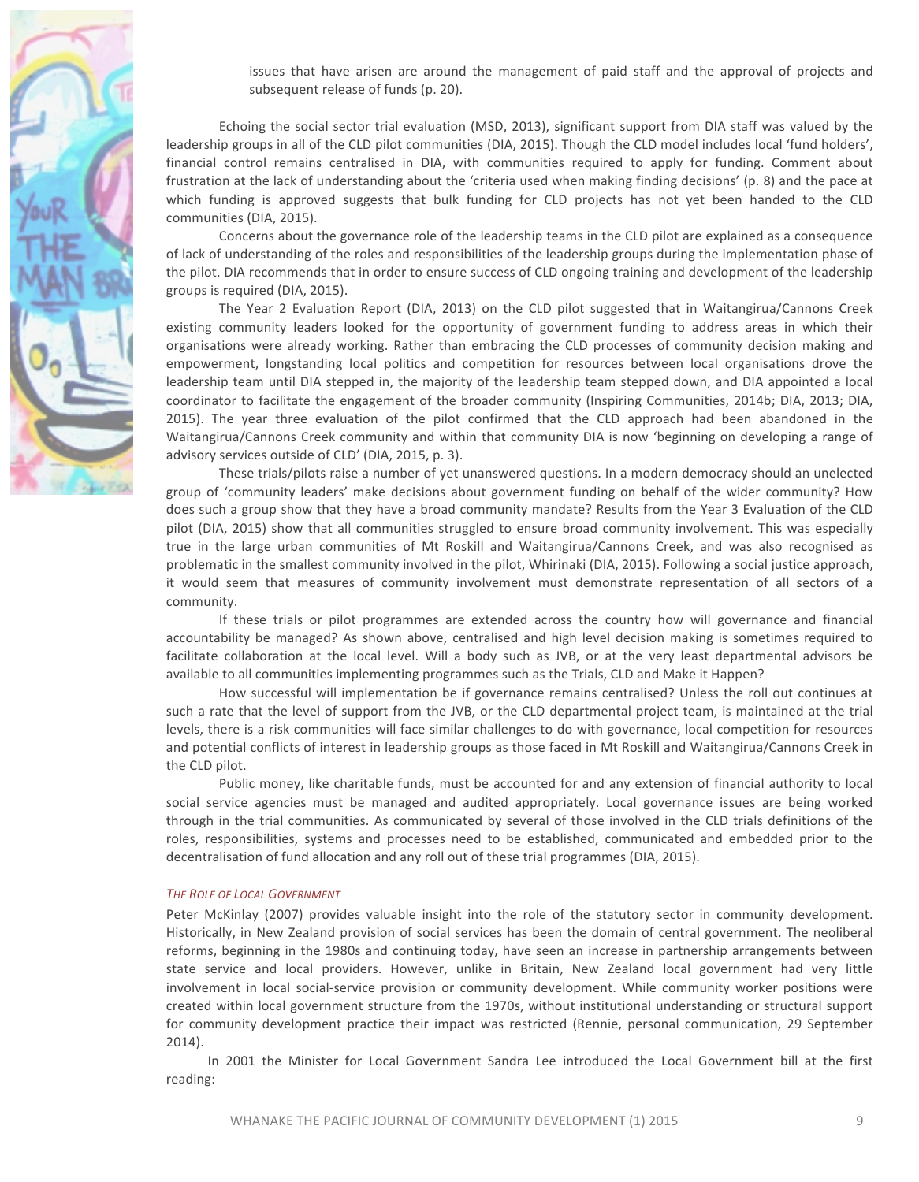issues that have arisen are around the management of paid staff and the approval of projects and subsequent release of funds (p. 20).

Echoing the social sector trial evaluation (MSD, 2013), significant support from DIA staff was valued by the leadership groups in all of the CLD pilot communities (DIA, 2015). Though the CLD model includes local 'fund holders', financial control remains centralised in DIA, with communities required to apply for funding. Comment about frustration at the lack of understanding about the 'criteria used when making finding decisions' (p. 8) and the pace at which funding is approved suggests that bulk funding for CLD projects has not yet been handed to the CLD communities (DIA, 2015).

Concerns about the governance role of the leadership teams in the CLD pilot are explained as a consequence of lack of understanding of the roles and responsibilities of the leadership groups during the implementation phase of the pilot. DIA recommends that in order to ensure success of CLD ongoing training and development of the leadership groups is required (DIA, 2015).

The Year 2 Evaluation Report (DIA, 2013) on the CLD pilot suggested that in Waitangirua/Cannons Creek existing community leaders looked for the opportunity of government funding to address areas in which their organisations were already working. Rather than embracing the CLD processes of community decision making and empowerment, longstanding local politics and competition for resources between local organisations drove the leadership team until DIA stepped in, the majority of the leadership team stepped down, and DIA appointed a local coordinator to facilitate the engagement of the broader community (Inspiring Communities, 2014b; DIA, 2013; DIA, 2015). The year three evaluation of the pilot confirmed that the CLD approach had been abandoned in the Waitangirua/Cannons Creek community and within that community DIA is now 'beginning on developing a range of advisory services outside of CLD' (DIA, 2015, p. 3).

These trials/pilots raise a number of yet unanswered questions. In a modern democracy should an unelected group of 'community leaders' make decisions about government funding on behalf of the wider community? How does such a group show that they have a broad community mandate? Results from the Year 3 Evaluation of the CLD pilot (DIA, 2015) show that all communities struggled to ensure broad community involvement. This was especially true in the large urban communities of Mt Roskill and Waitangirua/Cannons Creek, and was also recognised as problematic in the smallest community involved in the pilot, Whirinaki (DIA, 2015). Following a social justice approach, it would seem that measures of community involvement must demonstrate representation of all sectors of a community.

If these trials or pilot programmes are extended across the country how will governance and financial accountability be managed? As shown above, centralised and high level decision making is sometimes required to facilitate collaboration at the local level. Will a body such as JVB, or at the very least departmental advisors be available to all communities implementing programmes such as the Trials, CLD and Make it Happen?

How successful will implementation be if governance remains centralised? Unless the roll out continues at such a rate that the level of support from the JVB, or the CLD departmental project team, is maintained at the trial levels, there is a risk communities will face similar challenges to do with governance, local competition for resources and potential conflicts of interest in leadership groups as those faced in Mt Roskill and Waitangirua/Cannons Creek in the CLD pilot.

Public money, like charitable funds, must be accounted for and any extension of financial authority to local social service agencies must be managed and audited appropriately. Local governance issues are being worked through in the trial communities. As communicated by several of those involved in the CLD trials definitions of the roles, responsibilities, systems and processes need to be established, communicated and embedded prior to the decentralisation of fund allocation and any roll out of these trial programmes (DIA, 2015).

### *The Role of Local Government*

Peter McKinlay (2007) provides valuable insight into the role of the statutory sector in community development. Historically, in New Zealand provision of social services has been the domain of central government. The neoliberal reforms, beginning in the 1980s and continuing today, have seen an increase in partnership arrangements between state service and local providers. However, unlike in Britain, New Zealand local government had very little involvement in local social-service provision or community development. While community worker positions were created within local government structure from the 1970s, without institutional understanding or structural support for community development practice their impact was restricted (Rennie, personal communication, 29 September 2014).

In 2001 the Minister for Local Government Sandra Lee introduced the Local Government bill at the first reading: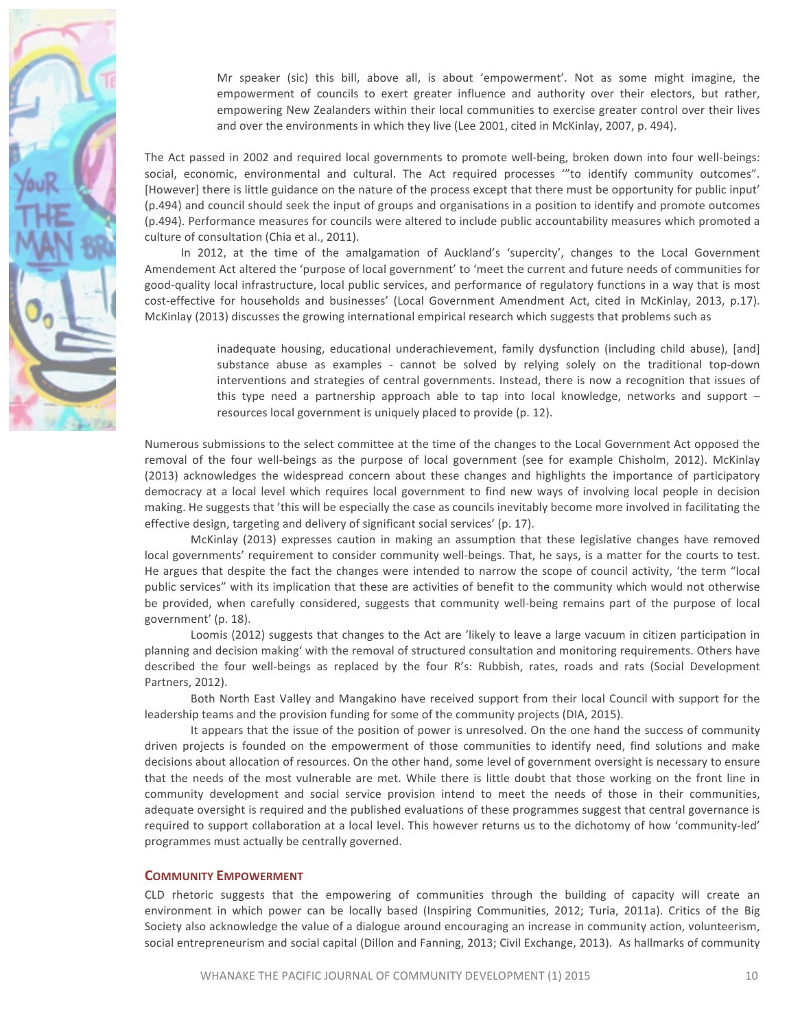> Mr speaker (sic) this bill, above all, is about 'empowerment'. Not as some might imagine, the empowerment of councils to exert greater influence and authority over their electors, but rather, empowering New Zealanders within their local communities to exercise greater control over their lives and over the environments in which they live (Lee 2001, cited in McKinlay, 2007, p. 494).

The Act passed in 2002 and required local governments to promote well-being, broken down into four well-beings: social, economic, environmental and cultural. The Act required processes '"to identify community outcomes". [However] there is little guidance on the nature of the process except that there must be opportunity for public input' (p.494) and council should seek the input of groups and organisations in a position to identify and promote outcomes (p.494). Performance measures for councils were altered to include public accountability measures which promoted a culture of consultation (Chia et al., 2011).

In 2012, at the time of the amalgamation of Auckland's 'supercity', changes to the Local Government Amendement Act altered the 'purpose of local government' to 'meet the current and future needs of communities for good-quality local infrastructure, local public services, and performance of regulatory functions in a way that is most cost-effective for households and businesses' (Local Government Amendment Act, cited in McKinlay, 2013, p.17). McKinlay (2013) discusses the growing international empirical research which suggests that problems such as

> inadequate housing, educational underachievement, family dysfunction (including child abuse), [and] substance abuse as examples - cannot be solved by relying solely on the traditional top-down interventions and strategies of central governments. Instead, there is now a recognition that issues of this type need a partnership approach able to tap into local knowledge, networks and support – resources local government is uniquely placed to provide (p. 12).

Numerous submissions to the select committee at the time of the changes to the Local Government Act opposed the removal of the four well-beings as the purpose of local government (see for example Chisholm, 2012). McKinlay (2013) acknowledges the widespread concern about these changes and highlights the importance of participatory democracy at a local level which requires local government to find new ways of involving local people in decision making. He suggests that 'this will be especially the case as councils inevitably become more involved in facilitating the effective design, targeting and delivery of significant social services' (p. 17).

McKinlay (2013) expresses caution in making an assumption that these legislative changes have removed local governments' requirement to consider community well-beings. That, he says, is a matter for the courts to test. He argues that despite the fact the changes were intended to narrow the scope of council activity, 'the term "local public services" with its implication that these are activities of benefit to the community which would not otherwise be provided, when carefully considered, suggests that community well-being remains part of the purpose of local government' (p. 18).

Loomis (2012) suggests that changes to the Act are 'likely to leave a large vacuum in citizen participation in planning and decision making' with the removal of structured consultation and monitoring requirements. Others have described the four well-beings as replaced by the four R's: Rubbish, rates, roads and rats (Social Development Partners, 2012).

Both North East Valley and Mangakino have received support from their local Council with support for the leadership teams and the provision funding for some of the community projects (DIA, 2015).

It appears that the issue of the position of power is unresolved. On the one hand the success of community driven projects is founded on the empowerment of those communities to identify need, find solutions and make decisions about allocation of resources. On the other hand, some level of government oversight is necessary to ensure that the needs of the most vulnerable are met. While there is little doubt that those working on the front line in community development and social service provision intend to meet the needs of those in their communities, adequate oversight is required and the published evaluations of these programmes suggest that central governance is required to support collaboration at a local level. This however returns us to the dichotomy of how 'community-led' programmes must actually be centrally governed.

## Community Empowerment

CLD rhetoric suggests that the empowering of communities through the building of capacity will create an environment in which power can be locally based (Inspiring Communities, 2012; Turia, 2011a). Critics of the Big Society also acknowledge the value of a dialogue around encouraging an increase in community action, volunteerism, social entrepreneurism and social capital (Dillon and Fanning, 2013; Civil Exchange, 2013). As hallmarks of community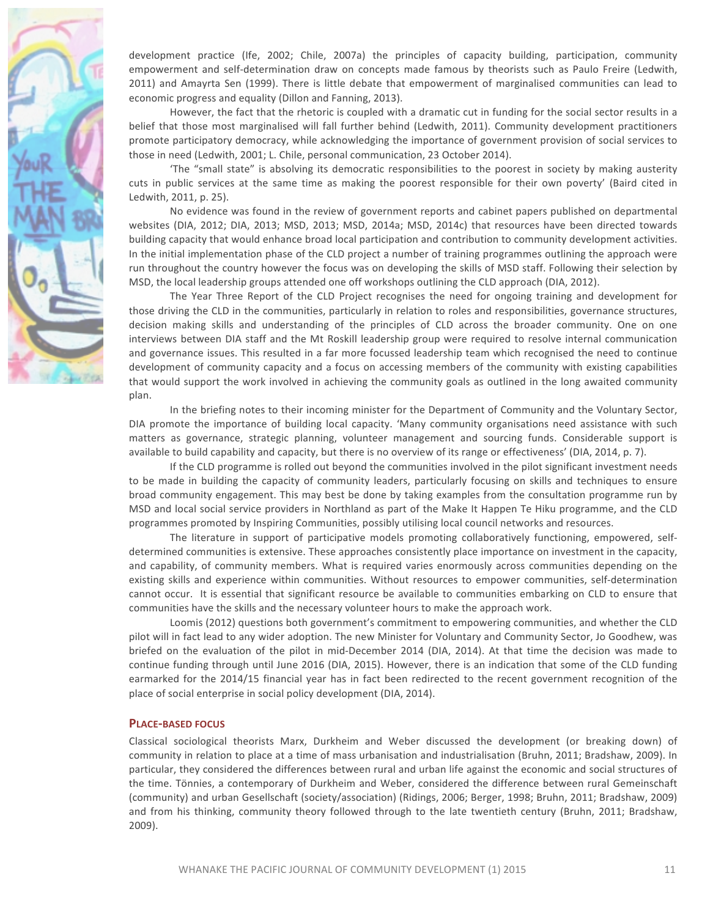development practice (Ife, 2002; Chile, 2007a) the principles of capacity building, participation, community empowerment and self-determination draw on concepts made famous by theorists such as Paulo Freire (Ledwith, 2011) and Amayrta Sen (1999). There is little debate that empowerment of marginalised communities can lead to economic progress and equality (Dillon and Fanning, 2013).

However, the fact that the rhetoric is coupled with a dramatic cut in funding for the social sector results in a belief that those most marginalised will fall further behind (Ledwith, 2011). Community development practitioners promote participatory democracy, while acknowledging the importance of government provision of social services to those in need (Ledwith, 2001; L. Chile, personal communication, 23 October 2014).

'The "small state" is absolving its democratic responsibilities to the poorest in society by making austerity cuts in public services at the same time as making the poorest responsible for their own poverty' (Baird cited in Ledwith, 2011, p. 25).

No evidence was found in the review of government reports and cabinet papers published on departmental websites (DIA, 2012; DIA, 2013; MSD, 2013; MSD, 2014a; MSD, 2014c) that resources have been directed towards building capacity that would enhance broad local participation and contribution to community development activities. In the initial implementation phase of the CLD project a number of training programmes outlining the approach were run throughout the country however the focus was on developing the skills of MSD staff. Following their selection by MSD, the local leadership groups attended one off workshops outlining the CLD approach (DIA, 2012).

The Year Three Report of the CLD Project recognises the need for ongoing training and development for those driving the CLD in the communities, particularly in relation to roles and responsibilities, governance structures, decision making skills and understanding of the principles of CLD across the broader community. One on one interviews between DIA staff and the Mt Roskill leadership group were required to resolve internal communication and governance issues. This resulted in a far more focussed leadership team which recognised the need to continue development of community capacity and a focus on accessing members of the community with existing capabilities that would support the work involved in achieving the community goals as outlined in the long awaited community plan.

In the briefing notes to their incoming minister for the Department of Community and the Voluntary Sector, DIA promote the importance of building local capacity. 'Many community organisations need assistance with such matters as governance, strategic planning, volunteer management and sourcing funds. Considerable support is available to build capability and capacity, but there is no overview of its range or effectiveness' (DIA, 2014, p. 7).

If the CLD programme is rolled out beyond the communities involved in the pilot significant investment needs to be made in building the capacity of community leaders, particularly focusing on skills and techniques to ensure broad community engagement. This may best be done by taking examples from the consultation programme run by MSD and local social service providers in Northland as part of the Make It Happen Te Hiku programme, and the CLD programmes promoted by Inspiring Communities, possibly utilising local council networks and resources.

The literature in support of participative models promoting collaboratively functioning, empowered, self-determined communities is extensive. These approaches consistently place importance on investment in the capacity, and capability, of community members. What is required varies enormously across communities depending on the existing skills and experience within communities. Without resources to empower communities, self-determination cannot occur. It is essential that significant resource be available to communities embarking on CLD to ensure that communities have the skills and the necessary volunteer hours to make the approach work.

Loomis (2012) questions both government's commitment to empowering communities, and whether the CLD pilot will in fact lead to any wider adoption. The new Minister for Voluntary and Community Sector, Jo Goodhew, was briefed on the evaluation of the pilot in mid-December 2014 (DIA, 2014). At that time the decision was made to continue funding through until June 2016 (DIA, 2015). However, there is an indication that some of the CLD funding earmarked for the 2014/15 financial year has in fact been redirected to the recent government recognition of the place of social enterprise in social policy development (DIA, 2014).

## Place-based focus

Classical sociological theorists Marx, Durkheim and Weber discussed the development (or breaking down) of community in relation to place at a time of mass urbanisation and industrialisation (Bruhn, 2011; Bradshaw, 2009). In particular, they considered the differences between rural and urban life against the economic and social structures of the time. Tönnies, a contemporary of Durkheim and Weber, considered the difference between rural Gemeinschaft (community) and urban Gesellschaft (society/association) (Ridings, 2006; Berger, 1998; Bruhn, 2011; Bradshaw, 2009) and from his thinking, community theory followed through to the late twentieth century (Bruhn, 2011; Bradshaw, 2009).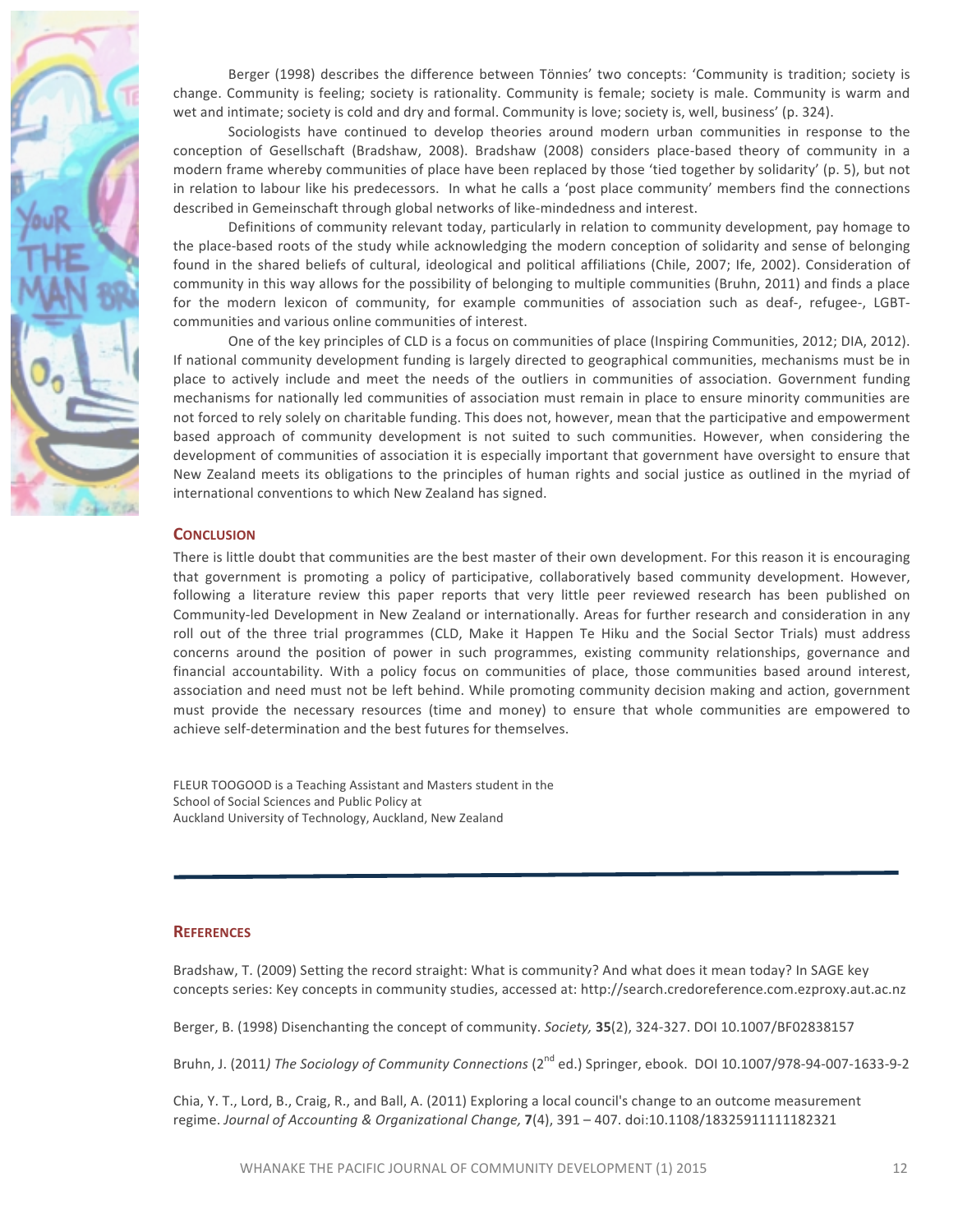Berger (1998) describes the difference between Tönnies' two concepts: 'Community is tradition; society is change. Community is feeling; society is rationality. Community is female; society is male. Community is warm and wet and intimate; society is cold and dry and formal. Community is love; society is, well, business' (p. 324).

Sociologists have continued to develop theories around modern urban communities in response to the conception of Gesellschaft (Bradshaw, 2008). Bradshaw (2008) considers place-based theory of community in a modern frame whereby communities of place have been replaced by those 'tied together by solidarity' (p. 5), but not in relation to labour like his predecessors. In what he calls a 'post place community' members find the connections described in Gemeinschaft through global networks of like-mindedness and interest.

Definitions of community relevant today, particularly in relation to community development, pay homage to the place-based roots of the study while acknowledging the modern conception of solidarity and sense of belonging found in the shared beliefs of cultural, ideological and political affiliations (Chile, 2007; Ife, 2002). Consideration of community in this way allows for the possibility of belonging to multiple communities (Bruhn, 2011) and finds a place for the modern lexicon of community, for example communities of association such as deaf-, refugee-, LGBT-communities and various online communities of interest.

One of the key principles of CLD is a focus on communities of place (Inspiring Communities, 2012; DIA, 2012). If national community development funding is largely directed to geographical communities, mechanisms must be in place to actively include and meet the needs of the outliers in communities of association. Government funding mechanisms for nationally led communities of association must remain in place to ensure minority communities are not forced to rely solely on charitable funding. This does not, however, mean that the participative and empowerment based approach of community development is not suited to such communities. However, when considering the development of communities of association it is especially important that government have oversight to ensure that New Zealand meets its obligations to the principles of human rights and social justice as outlined in the myriad of international conventions to which New Zealand has signed.

## Conclusion

There is little doubt that communities are the best master of their own development. For this reason it is encouraging that government is promoting a policy of participative, collaboratively based community development. However, following a literature review this paper reports that very little peer reviewed research has been published on Community-led Development in New Zealand or internationally. Areas for further research and consideration in any roll out of the three trial programmes (CLD, Make it Happen Te Hiku and the Social Sector Trials) must address concerns around the position of power in such programmes, existing community relationships, governance and financial accountability. With a policy focus on communities of place, those communities based around interest, association and need must not be left behind. While promoting community decision making and action, government must provide the necessary resources (time and money) to ensure that whole communities are empowered to achieve self-determination and the best futures for themselves.

FLEUR TOOGOOD is a Teaching Assistant and Masters student in the School of Social Sciences and Public Policy at Auckland University of Technology, Auckland, New Zealand

## References

Bradshaw, T. (2009) Setting the record straight: What is community? And what does it mean today? In SAGE key concepts series: Key concepts in community studies, accessed at: http://search.credoreference.com.ezproxy.aut.ac.nz

Berger, B. (1998) Disenchanting the concept of community. *Society,* **35**(2), 324-327. DOI 10.1007/BF02838157

Bruhn, J. (2011) *The Sociology of Community Connections* (2nd ed.) Springer, ebook. DOI 10.1007/978-94-007-1633-9-2

Chia, Y. T., Lord, B., Craig, R., and Ball, A. (2011) Exploring a local council's change to an outcome measurement regime. *Journal of Accounting & Organizational Change,* **7**(4), 391 – 407. doi:10.1108/18325911111182321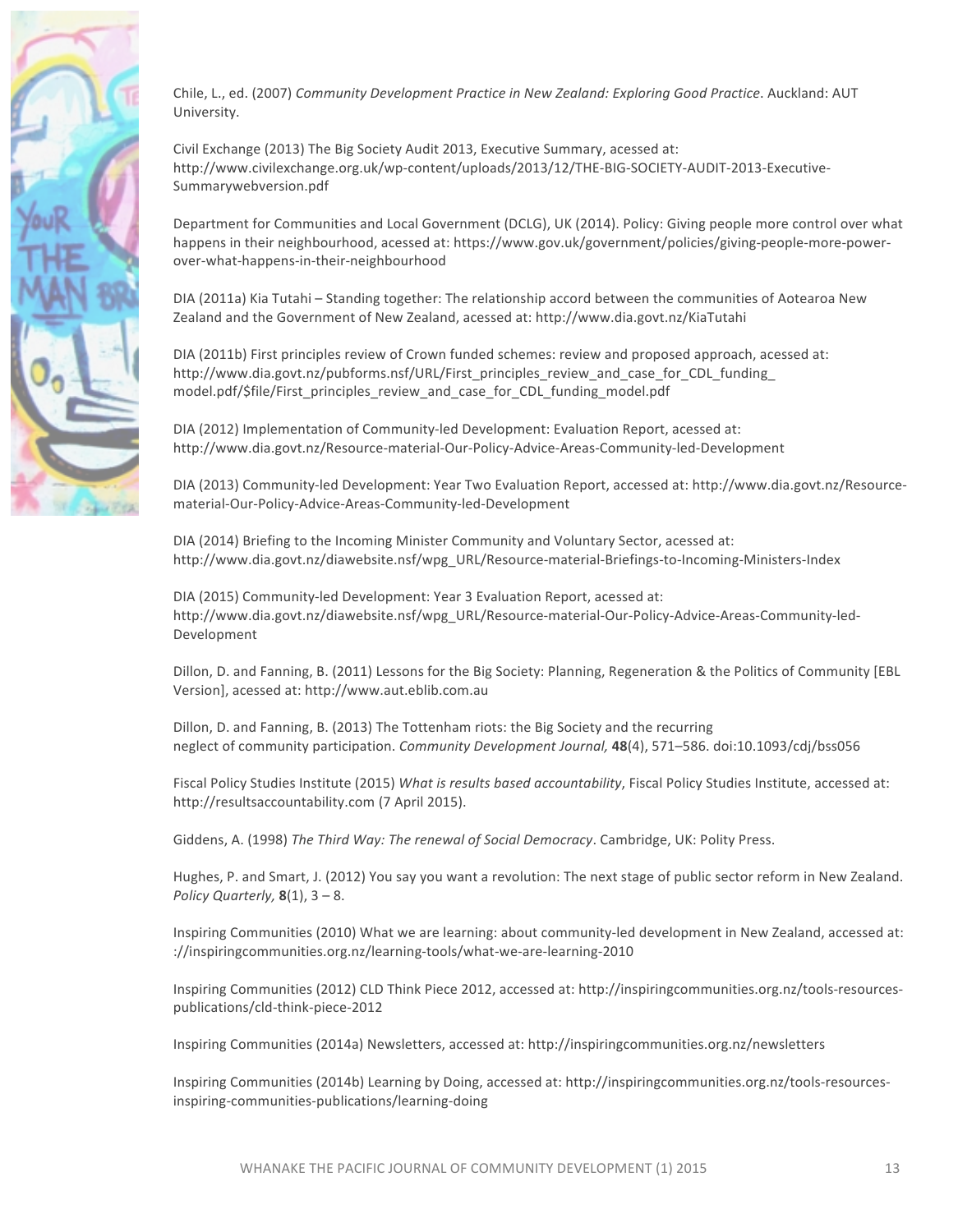Chile, L., ed. (2007) *Community Development Practice in New Zealand: Exploring Good Practice*. Auckland: AUT University.

Civil Exchange (2013) The Big Society Audit 2013, Executive Summary, acessed at: http://www.civilexchange.org.uk/wp-content/uploads/2013/12/THE-BIG-SOCIETY-AUDIT-2013-Executive-Summarywebversion.pdf

Department for Communities and Local Government (DCLG), UK (2014). Policy: Giving people more control over what happens in their neighbourhood, acessed at: https://www.gov.uk/government/policies/giving-people-more-power-over-what-happens-in-their-neighbourhood

DIA (2011a) Kia Tutahi – Standing together: The relationship accord between the communities of Aotearoa New Zealand and the Government of New Zealand, acessed at: http://www.dia.govt.nz/KiaTutahi

DIA (2011b) First principles review of Crown funded schemes: review and proposed approach, acessed at: http://www.dia.govt.nz/pubforms.nsf/URL/First_principles_review_and_case_for_CDL_funding_model.pdf/$file/First_principles_review_and_case_for_CDL_funding_model.pdf

DIA (2012) Implementation of Community-led Development: Evaluation Report, acessed at: http://www.dia.govt.nz/Resource-material-Our-Policy-Advice-Areas-Community-led-Development

DIA (2013) Community-led Development: Year Two Evaluation Report, accessed at: http://www.dia.govt.nz/Resource-material-Our-Policy-Advice-Areas-Community-led-Development

DIA (2014) Briefing to the Incoming Minister Community and Voluntary Sector, acessed at: http://www.dia.govt.nz/diawebsite.nsf/wpg_URL/Resource-material-Briefings-to-Incoming-Ministers-Index

DIA (2015) Community-led Development: Year 3 Evaluation Report, acessed at: http://www.dia.govt.nz/diawebsite.nsf/wpg_URL/Resource-material-Our-Policy-Advice-Areas-Community-led-Development

Dillon, D. and Fanning, B. (2011) Lessons for the Big Society: Planning, Regeneration & the Politics of Community [EBL Version], acessed at: http://www.aut.eblib.com.au

Dillon, D. and Fanning, B. (2013) The Tottenham riots: the Big Society and the recurring neglect of community participation. *Community Development Journal,* **48**(4), 571–586. doi:10.1093/cdj/bss056

Fiscal Policy Studies Institute (2015) *What is results based accountability*, Fiscal Policy Studies Institute, accessed at: http://resultsaccountability.com (7 April 2015).

Giddens, A. (1998) *The Third Way: The renewal of Social Democracy*. Cambridge, UK: Polity Press.

Hughes, P. and Smart, J. (2012) You say you want a revolution: The next stage of public sector reform in New Zealand. *Policy Quarterly,* **8**(1), 3 – 8.

Inspiring Communities (2010) What we are learning: about community-led development in New Zealand, accessed at: ://inspiringcommunities.org.nz/learning-tools/what-we-are-learning-2010

Inspiring Communities (2012) CLD Think Piece 2012, accessed at: http://inspiringcommunities.org.nz/tools-resources-publications/cld-think-piece-2012

Inspiring Communities (2014a) Newsletters, accessed at: http://inspiringcommunities.org.nz/newsletters

Inspiring Communities (2014b) Learning by Doing, accessed at: http://inspiringcommunities.org.nz/tools-resources-inspiring-communities-publications/learning-doing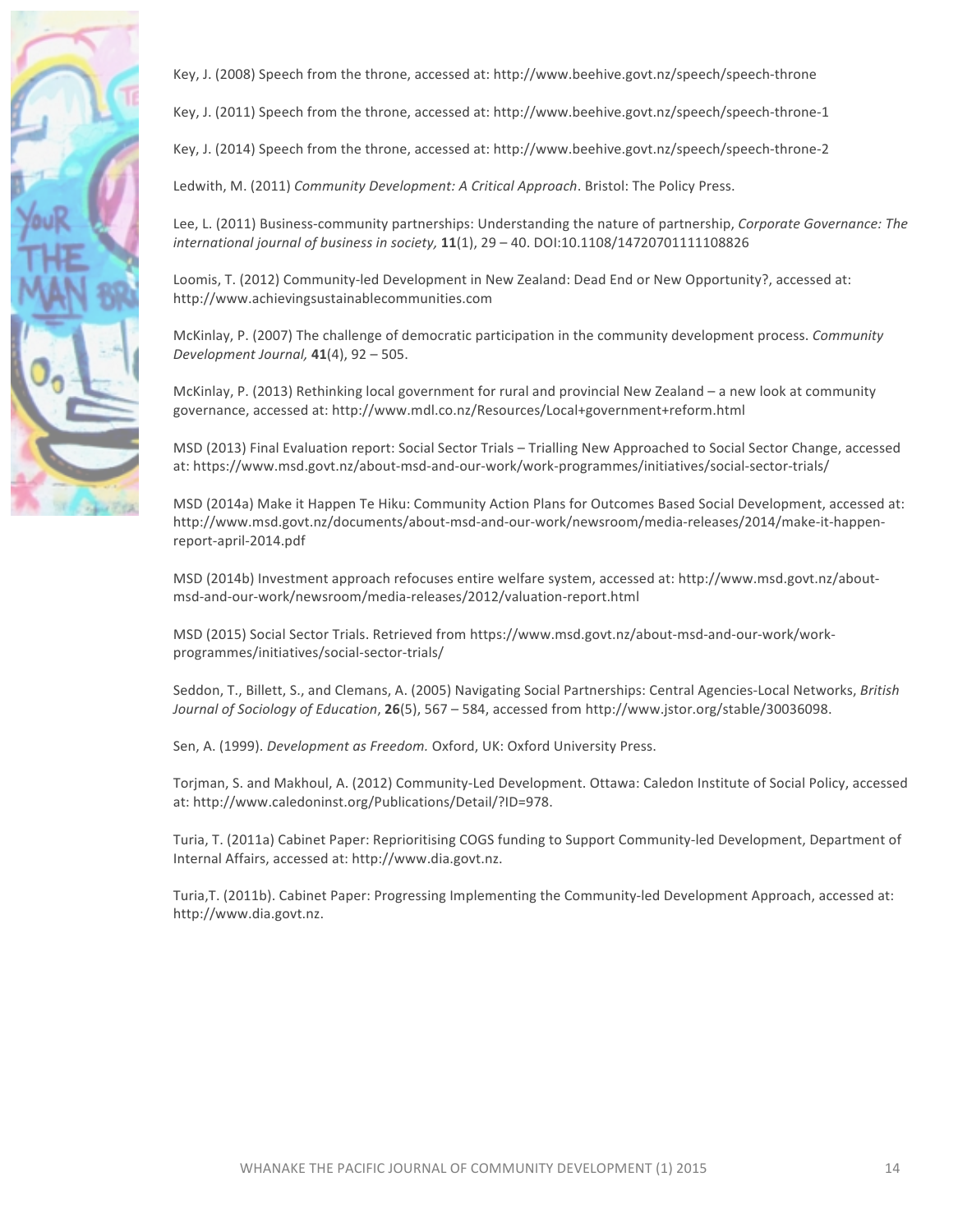Key, J. (2008) Speech from the throne, accessed at: http://www.beehive.govt.nz/speech/speech-throne

Key, J. (2011) Speech from the throne, accessed at: http://www.beehive.govt.nz/speech/speech-throne-1

Key, J. (2014) Speech from the throne, accessed at: http://www.beehive.govt.nz/speech/speech-throne-2

Ledwith, M. (2011) *Community Development: A Critical Approach*. Bristol: The Policy Press.

Lee, L. (2011) Business-community partnerships: Understanding the nature of partnership, *Corporate Governance: The international journal of business in society,* **11**(1), 29 – 40. DOI:10.1108/14720701111108826

Loomis, T. (2012) Community-led Development in New Zealand: Dead End or New Opportunity?, accessed at: http://www.achievingsustainablecommunities.com

McKinlay, P. (2007) The challenge of democratic participation in the community development process. *Community Development Journal,* **41**(4), 92 – 505.

McKinlay, P. (2013) Rethinking local government for rural and provincial New Zealand – a new look at community governance, accessed at: http://www.mdl.co.nz/Resources/Local+government+reform.html

MSD (2013) Final Evaluation report: Social Sector Trials – Trialling New Approached to Social Sector Change, accessed at: https://www.msd.govt.nz/about-msd-and-our-work/work-programmes/initiatives/social-sector-trials/

MSD (2014a) Make it Happen Te Hiku: Community Action Plans for Outcomes Based Social Development, accessed at: http://www.msd.govt.nz/documents/about-msd-and-our-work/newsroom/media-releases/2014/make-it-happen-report-april-2014.pdf

MSD (2014b) Investment approach refocuses entire welfare system, accessed at: http://www.msd.govt.nz/about-msd-and-our-work/newsroom/media-releases/2012/valuation-report.html

MSD (2015) Social Sector Trials. Retrieved from https://www.msd.govt.nz/about-msd-and-our-work/work-programmes/initiatives/social-sector-trials/

Seddon, T., Billett, S., and Clemans, A. (2005) Navigating Social Partnerships: Central Agencies-Local Networks, *British Journal of Sociology of Education*, **26**(5), 567 – 584, accessed from http://www.jstor.org/stable/30036098.

Sen, A. (1999). *Development as Freedom.* Oxford, UK: Oxford University Press.

Torjman, S. and Makhoul, A. (2012) Community-Led Development. Ottawa: Caledon Institute of Social Policy, accessed at: http://www.caledoninst.org/Publications/Detail/?ID=978.

Turia, T. (2011a) Cabinet Paper: Reprioritising COGS funding to Support Community-led Development, Department of Internal Affairs, accessed at: http://www.dia.govt.nz.

Turia,T. (2011b). Cabinet Paper: Progressing Implementing the Community-led Development Approach, accessed at: http://www.dia.govt.nz.